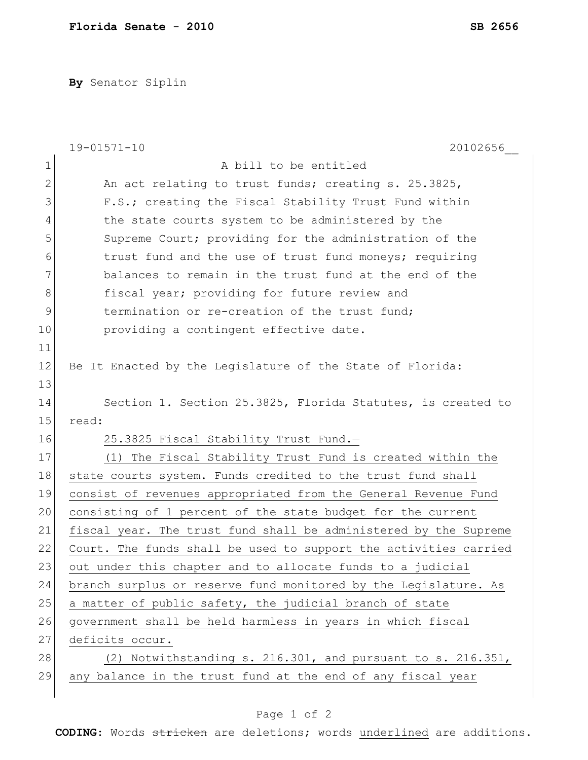**Florida Senate - 2010** **SB 2656**

**By** Senator Siplin

19-01571-10 20102656__

A bill to be entitled

An act relating to trust funds; creating s. 25.3825, F.S.; creating the Fiscal Stability Trust Fund within the state courts system to be administered by the Supreme Court; providing for the administration of the trust fund and the use of trust fund moneys; requiring balances to remain in the trust fund at the end of the fiscal year; providing for future review and termination or re-creation of the trust fund; providing a contingent effective date.

Be It Enacted by the Legislature of the State of Florida:

Section 1. Section 25.3825, Florida Statutes, is created to read:

25.3825 Fiscal Stability Trust Fund.—

(1) The Fiscal Stability Trust Fund is created within the state courts system. Funds credited to the trust fund shall consist of revenues appropriated from the General Revenue Fund consisting of 1 percent of the state budget for the current fiscal year. The trust fund shall be administered by the Supreme Court. The funds shall be used to support the activities carried out under this chapter and to allocate funds to a judicial branch surplus or reserve fund monitored by the Legislature. As a matter of public safety, the judicial branch of state government shall be held harmless in years in which fiscal deficits occur.

(2) Notwithstanding s. 216.301, and pursuant to s. 216.351, any balance in the trust fund at the end of any fiscal year

**CODING:** Words ~~stricken~~ are deletions; words underlined are additions.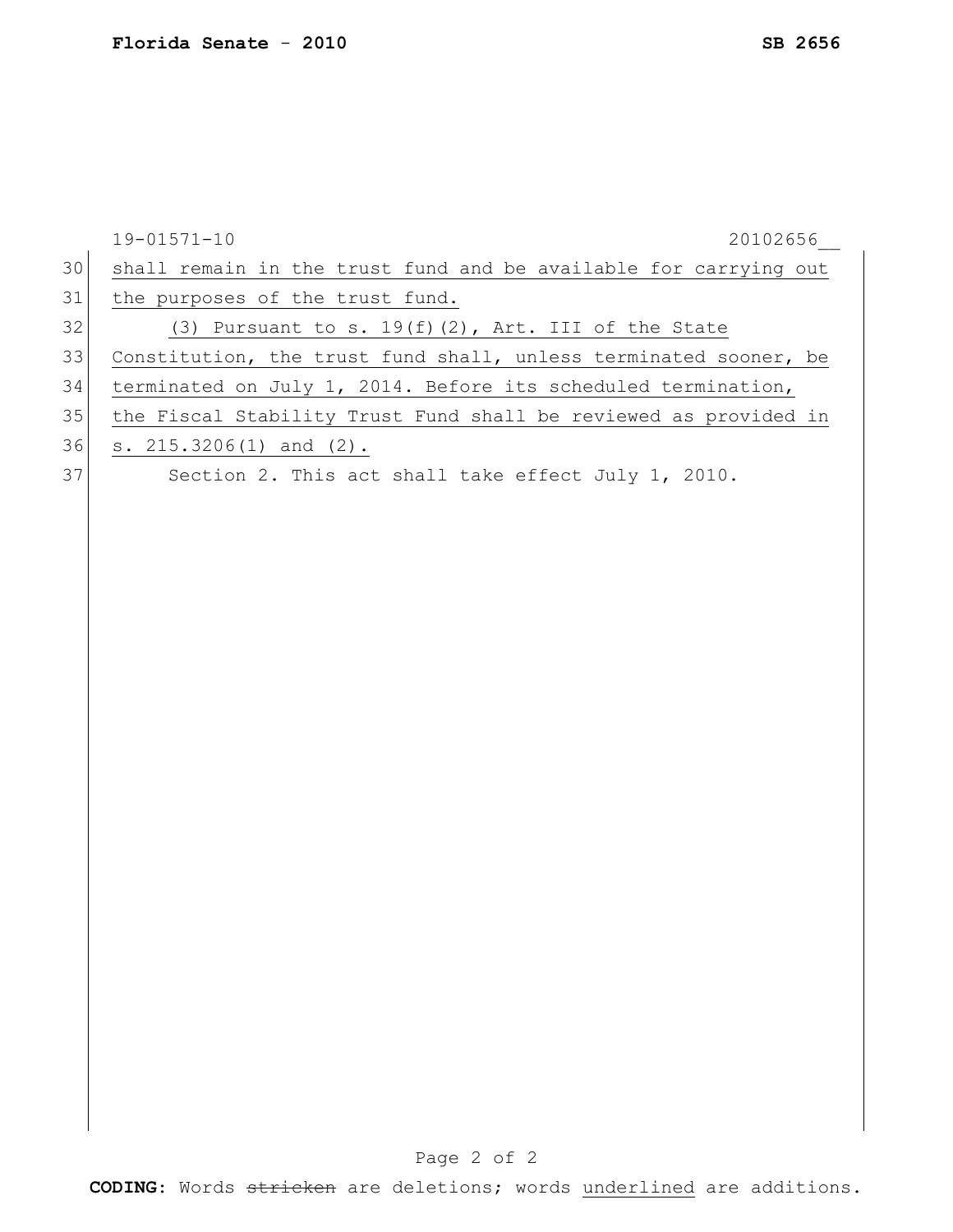19-01571-10 20102656__

30 shall remain in the trust fund and be available for carrying out
31 the purposes of the trust fund.
32 (3) Pursuant to s. 19(f)(2), Art. III of the State
33 Constitution, the trust fund shall, unless terminated sooner, be
34 terminated on July 1, 2014. Before its scheduled termination,
35 the Fiscal Stability Trust Fund shall be reviewed as provided in
36 s. 215.3206(1) and (2).
37 Section 2. This act shall take effect July 1, 2010.

**CODING:** Words stricken are deletions; words underlined are additions.